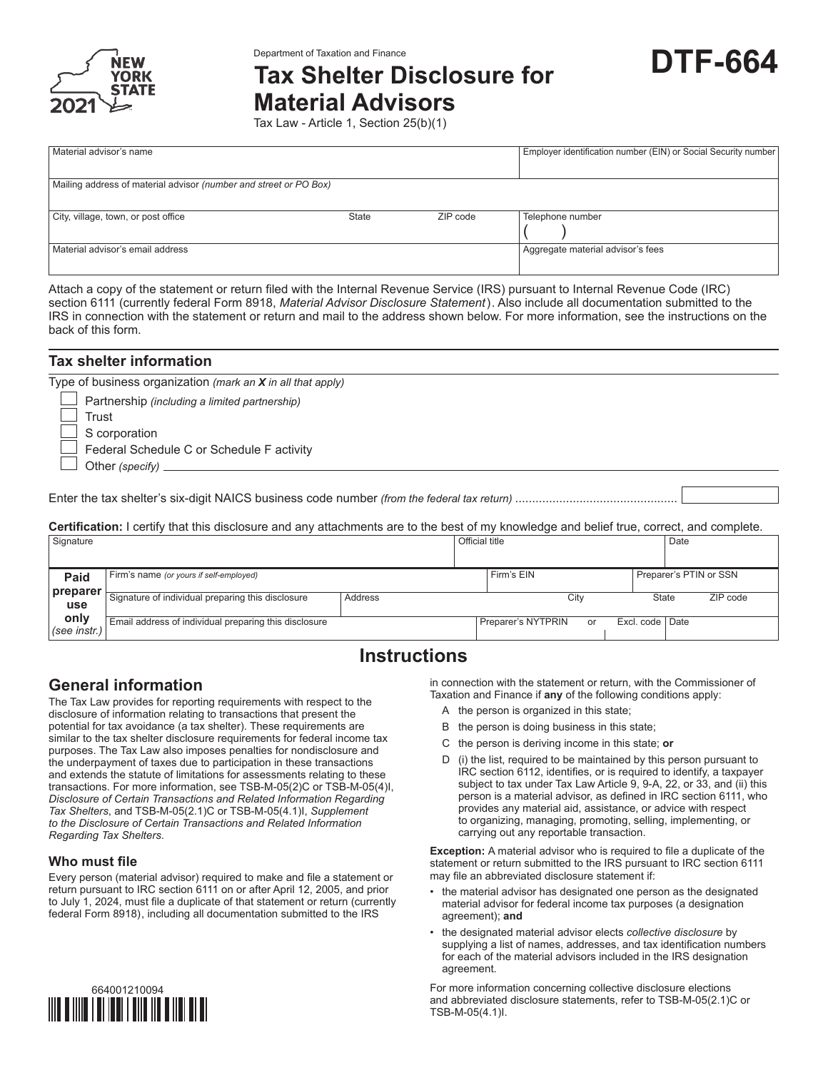New York State 2021

Department of Taxation and Finance

# Tax Shelter Disclosure for Material Advisors

Tax Law - Article 1, Section 25(b)(1)

**DTF-664**

| Material advisor's name | | | Employer identification number (EIN) or Social Security number |
|---|---|---|---|
| Mailing address of material advisor *(number and street or PO Box)* | | | |
| City, village, town, or post office | State | ZIP code | Telephone number ( ) |
| Material advisor's email address | | | Aggregate material advisor's fees |

Attach a copy of the statement or return filed with the Internal Revenue Service (IRS) pursuant to Internal Revenue Code (IRC) section 6111 (currently federal Form 8918, *Material Advisor Disclosure Statement*). Also include all documentation submitted to the IRS in connection with the statement or return and mail to the address shown below. For more information, see the instructions on the back of this form.

## Tax shelter information

Type of business organization *(mark an **X** in all that apply)*

- ☐ Partnership *(including a limited partnership)*
- ☐ Trust
- ☐ S corporation
- ☐ Federal Schedule C or Schedule F activity
- ☐ Other *(specify)* ____________

Enter the tax shelter's six-digit NAICS business code number *(from the federal tax return)* ...............................................

**Certification:** I certify that this disclosure and any attachments are to the best of my knowledge and belief true, correct, and complete.

| Signature | Official title | Date |
|---|---|---|
| | | |

| Paid preparer use only *(see instr.)* | | | | |
|---|---|---|---|---|
| Firm's name *(or yours if self-employed)* | | Firm's EIN | Preparer's PTIN or SSN | |
| Signature of individual preparing this disclosure | Address | City | State | ZIP code |
| Email address of individual preparing this disclosure | | Preparer's NYTPRIN or | Excl. code | Date |

# Instructions

## General information

The Tax Law provides for reporting requirements with respect to the disclosure of information relating to transactions that present the potential for tax avoidance (a tax shelter). These requirements are similar to the tax shelter disclosure requirements for federal income tax purposes. The Tax Law also imposes penalties for nondisclosure and the underpayment of taxes due to participation in these transactions and extends the statute of limitations for assessments relating to these transactions. For more information, see TSB-M-05(2)C or TSB-M-05(4)I, *Disclosure of Certain Transactions and Related Information Regarding Tax Shelters*, and TSB-M-05(2.1)C or TSB-M-05(4.1)I, *Supplement to the Disclosure of Certain Transactions and Related Information Regarding Tax Shelters*.

### Who must file

Every person (material advisor) required to make and file a statement or return pursuant to IRC section 6111 on or after April 12, 2005, and prior to July 1, 2024, must file a duplicate of that statement or return (currently federal Form 8918), including all documentation submitted to the IRS in connection with the statement or return, with the Commissioner of Taxation and Finance if **any** of the following conditions apply:

A the person is organized in this state;

B the person is doing business in this state;

C the person is deriving income in this state; **or**

D (i) the list, required to be maintained by this person pursuant to IRC section 6112, identifies, or is required to identify, a taxpayer subject to tax under Tax Law Article 9, 9-A, 22, or 33, and (ii) this person is a material advisor, as defined in IRC section 6111, who provides any material aid, assistance, or advice with respect to organizing, managing, promoting, selling, implementing, or carrying out any reportable transaction.

**Exception:** A material advisor who is required to file a duplicate of the statement or return submitted to the IRS pursuant to IRC section 6111 may file an abbreviated disclosure statement if:

- the material advisor has designated one person as the designated material advisor for federal income tax purposes (a designation agreement); **and**
- the designated material advisor elects *collective disclosure* by supplying a list of names, addresses, and tax identification numbers for each of the material advisors included in the IRS designation agreement.

For more information concerning collective disclosure elections and abbreviated disclosure statements, refer to TSB-M-05(2.1)C or TSB-M-05(4.1)I.

664001210094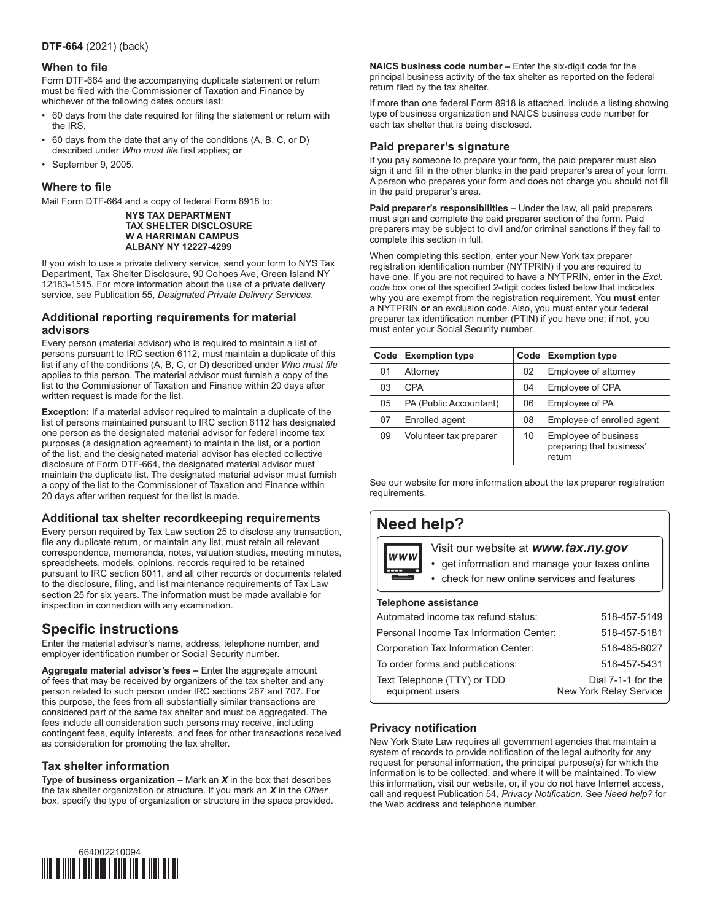## When to file

Form DTF-664 and the accompanying duplicate statement or return must be filed with the Commissioner of Taxation and Finance by whichever of the following dates occurs last:

- 60 days from the date required for filing the statement or return with the IRS,
- 60 days from the date that any of the conditions (A, B, C, or D) described under *Who must file* first applies; **or**
- September 9, 2005.

## Where to file

Mail Form DTF-664 and a copy of federal Form 8918 to:

**NYS TAX DEPARTMENT**
**TAX SHELTER DISCLOSURE**
**W A HARRIMAN CAMPUS**
**ALBANY NY 12227-4299**

If you wish to use a private delivery service, send your form to NYS Tax Department, Tax Shelter Disclosure, 90 Cohoes Ave, Green Island NY 12183-1515. For more information about the use of a private delivery service, see Publication 55, *Designated Private Delivery Services*.

## Additional reporting requirements for material advisors

Every person (material advisor) who is required to maintain a list of persons pursuant to IRC section 6112, must maintain a duplicate of this list if any of the conditions (A, B, C, or D) described under *Who must file* applies to this person. The material advisor must furnish a copy of the list to the Commissioner of Taxation and Finance within 20 days after written request is made for the list.

**Exception:** If a material advisor required to maintain a duplicate of the list of persons maintained pursuant to IRC section 6112 has designated one person as the designated material advisor for federal income tax purposes (a designation agreement) to maintain the list, or a portion of the list, and the designated material advisor has elected collective disclosure of Form DTF-664, the designated material advisor must maintain the duplicate list. The designated material advisor must furnish a copy of the list to the Commissioner of Taxation and Finance within 20 days after written request for the list is made.

## Additional tax shelter recordkeeping requirements

Every person required by Tax Law section 25 to disclose any transaction, file any duplicate return, or maintain any list, must retain all relevant correspondence, memoranda, notes, valuation studies, meeting minutes, spreadsheets, models, opinions, records required to be retained pursuant to IRC section 6011, and all other records or documents related to the disclosure, filing, and list maintenance requirements of Tax Law section 25 for six years. The information must be made available for inspection in connection with any examination.

# Specific instructions

Enter the material advisor's name, address, telephone number, and employer identification number or Social Security number.

**Aggregate material advisor's fees –** Enter the aggregate amount of fees that may be received by organizers of the tax shelter and any person related to such person under IRC sections 267 and 707. For this purpose, the fees from all substantially similar transactions are considered part of the same tax shelter and must be aggregated. The fees include all consideration such persons may receive, including contingent fees, equity interests, and fees for other transactions received as consideration for promoting the tax shelter.

## Tax shelter information

**Type of business organization –** Mark an ***X*** in the box that describes the tax shelter organization or structure. If you mark an ***X*** in the *Other* box, specify the type of organization or structure in the space provided.

**NAICS business code number –** Enter the six-digit code for the principal business activity of the tax shelter as reported on the federal return filed by the tax shelter.

If more than one federal Form 8918 is attached, include a listing showing type of business organization and NAICS business code number for each tax shelter that is being disclosed.

## Paid preparer's signature

If you pay someone to prepare your form, the paid preparer must also sign it and fill in the other blanks in the paid preparer's area of your form. A person who prepares your form and does not charge you should not fill in the paid preparer's area.

**Paid preparer's responsibilities –** Under the law, all paid preparers must sign and complete the paid preparer section of the form. Paid preparers may be subject to civil and/or criminal sanctions if they fail to complete this section in full.

When completing this section, enter your New York tax preparer registration identification number (NYTPRIN) if you are required to have one. If you are not required to have a NYTPRIN, enter in the *Excl. code* box one of the specified 2-digit codes listed below that indicates why you are exempt from the registration requirement. You **must** enter a NYTPRIN **or** an exclusion code. Also, you must enter your federal preparer tax identification number (PTIN) if you have one; if not, you must enter your Social Security number.

| Code | Exemption type | Code | Exemption type |
|---|---|---|---|
| 01 | Attorney | 02 | Employee of attorney |
| 03 | CPA | 04 | Employee of CPA |
| 05 | PA (Public Accountant) | 06 | Employee of PA |
| 07 | Enrolled agent | 08 | Employee of enrolled agent |
| 09 | Volunteer tax preparer | 10 | Employee of business preparing that business' return |

See our website for more information about the tax preparer registration requirements.

# Need help?

Visit our website at ***www.tax.ny.gov***

- get information and manage your taxes online
- check for new online services and features

**Telephone assistance**

| | |
|---|---|
| Automated income tax refund status: | 518-457-5149 |
| Personal Income Tax Information Center: | 518-457-5181 |
| Corporation Tax Information Center: | 518-485-6027 |
| To order forms and publications: | 518-457-5431 |
| Text Telephone (TTY) or TDD equipment users | Dial 7-1-1 for the New York Relay Service |

## Privacy notification

New York State Law requires all government agencies that maintain a system of records to provide notification of the legal authority for any request for personal information, the principal purpose(s) for which the information is to be collected, and where it will be maintained. To view this information, visit our website, or, if you do not have Internet access, call and request Publication 54, *Privacy Notification*. See *Need help?* for the Web address and telephone number.

664002210094